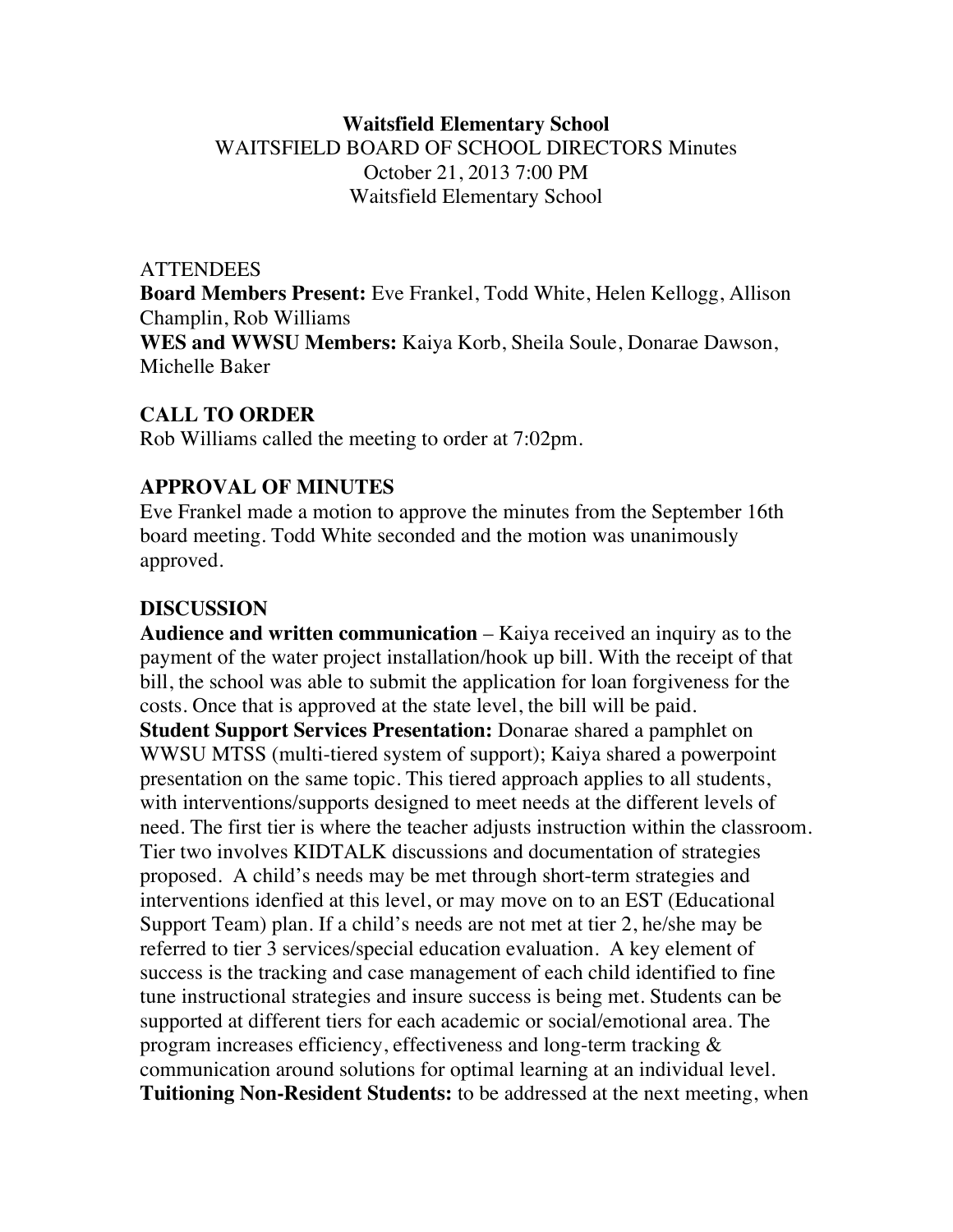**Waitsfield Elementary School**

WAITSFIELD BOARD OF SCHOOL DIRECTORS Minutes

October 21, 2013 7:00 PM

Waitsfield Elementary School

ATTENDEES

**Board Members Present:** Eve Frankel, Todd White, Helen Kellogg, Allison Champlin, Rob Williams

**WES and WWSU Members:** Kaiya Korb, Sheila Soule, Donarae Dawson, Michelle Baker

## CALL TO ORDER

Rob Williams called the meeting to order at 7:02pm.

## APPROVAL OF MINUTES

Eve Frankel made a motion to approve the minutes from the September 16th board meeting. Todd White seconded and the motion was unanimously approved.

## DISCUSSION

**Audience and written communication** – Kaiya received an inquiry as to the payment of the water project installation/hook up bill. With the receipt of that bill, the school was able to submit the application for loan forgiveness for the costs. Once that is approved at the state level, the bill will be paid.

**Student Support Services Presentation:** Donarae shared a pamphlet on WWSU MTSS (multi-tiered system of support); Kaiya shared a powerpoint presentation on the same topic. This tiered approach applies to all students, with interventions/supports designed to meet needs at the different levels of need. The first tier is where the teacher adjusts instruction within the classroom. Tier two involves KIDTALK discussions and documentation of strategies proposed. A child's needs may be met through short-term strategies and interventions idenfied at this level, or may move on to an EST (Educational Support Team) plan. If a child's needs are not met at tier 2, he/she may be referred to tier 3 services/special education evaluation. A key element of success is the tracking and case management of each child identified to fine tune instructional strategies and insure success is being met. Students can be supported at different tiers for each academic or social/emotional area. The program increases efficiency, effectiveness and long-term tracking & communication around solutions for optimal learning at an individual level.

**Tuitioning Non-Resident Students:** to be addressed at the next meeting, when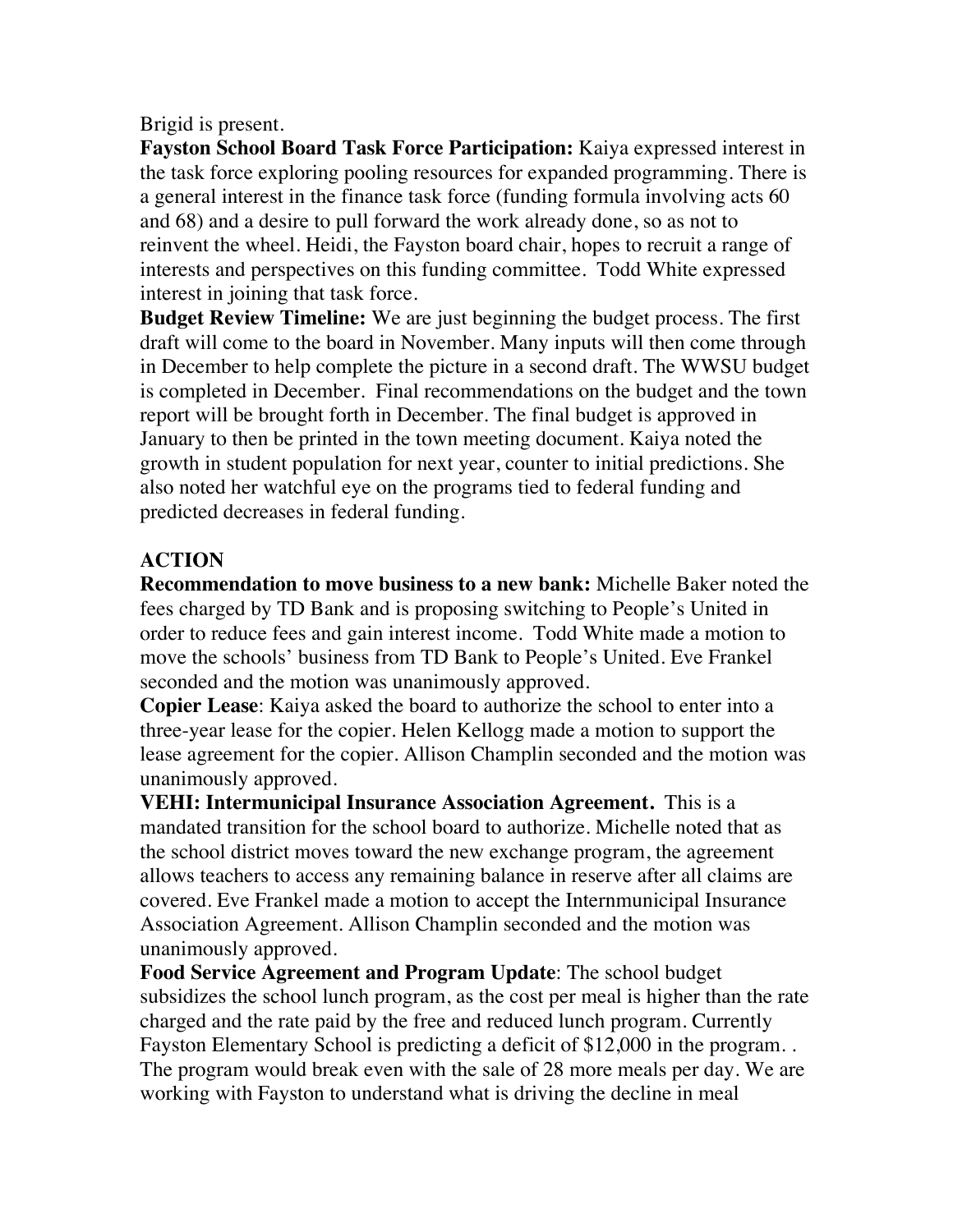Brigid is present.

**Fayston School Board Task Force Participation:** Kaiya expressed interest in the task force exploring pooling resources for expanded programming. There is a general interest in the finance task force (funding formula involving acts 60 and 68) and a desire to pull forward the work already done, so as not to reinvent the wheel. Heidi, the Fayston board chair, hopes to recruit a range of interests and perspectives on this funding committee. Todd White expressed interest in joining that task force.

**Budget Review Timeline:** We are just beginning the budget process. The first draft will come to the board in November. Many inputs will then come through in December to help complete the picture in a second draft. The WWSU budget is completed in December. Final recommendations on the budget and the town report will be brought forth in December. The final budget is approved in January to then be printed in the town meeting document. Kaiya noted the growth in student population for next year, counter to initial predictions. She also noted her watchful eye on the programs tied to federal funding and predicted decreases in federal funding.

**ACTION**

**Recommendation to move business to a new bank:** Michelle Baker noted the fees charged by TD Bank and is proposing switching to People's United in order to reduce fees and gain interest income. Todd White made a motion to move the schools' business from TD Bank to People's United. Eve Frankel seconded and the motion was unanimously approved.

**Copier Lease**: Kaiya asked the board to authorize the school to enter into a three-year lease for the copier. Helen Kellogg made a motion to support the lease agreement for the copier. Allison Champlin seconded and the motion was unanimously approved.

**VEHI: Intermunicipal Insurance Association Agreement.** This is a mandated transition for the school board to authorize. Michelle noted that as the school district moves toward the new exchange program, the agreement allows teachers to access any remaining balance in reserve after all claims are covered. Eve Frankel made a motion to accept the Internmunicipal Insurance Association Agreement. Allison Champlin seconded and the motion was unanimously approved.

**Food Service Agreement and Program Update**: The school budget subsidizes the school lunch program, as the cost per meal is higher than the rate charged and the rate paid by the free and reduced lunch program. Currently Fayston Elementary School is predicting a deficit of $12,000 in the program. . The program would break even with the sale of 28 more meals per day. We are working with Fayston to understand what is driving the decline in meal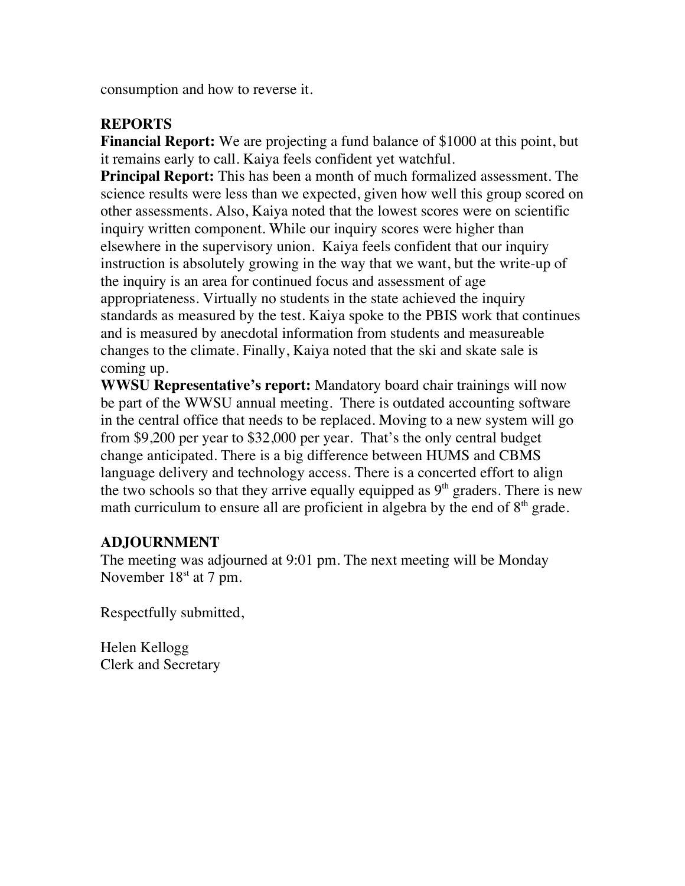consumption and how to reverse it.

## REPORTS

**Financial Report:** We are projecting a fund balance of $1000 at this point, but it remains early to call. Kaiya feels confident yet watchful.

**Principal Report:** This has been a month of much formalized assessment. The science results were less than we expected, given how well this group scored on other assessments. Also, Kaiya noted that the lowest scores were on scientific inquiry written component. While our inquiry scores were higher than elsewhere in the supervisory union. Kaiya feels confident that our inquiry instruction is absolutely growing in the way that we want, but the write-up of the inquiry is an area for continued focus and assessment of age appropriateness. Virtually no students in the state achieved the inquiry standards as measured by the test. Kaiya spoke to the PBIS work that continues and is measured by anecdotal information from students and measureable changes to the climate. Finally, Kaiya noted that the ski and skate sale is coming up.

**WWSU Representative's report:** Mandatory board chair trainings will now be part of the WWSU annual meeting. There is outdated accounting software in the central office that needs to be replaced. Moving to a new system will go from $9,200 per year to $32,000 per year. That's the only central budget change anticipated. There is a big difference between HUMS and CBMS language delivery and technology access. There is a concerted effort to align the two schools so that they arrive equally equipped as 9th graders. There is new math curriculum to ensure all are proficient in algebra by the end of 8th grade.

## ADJOURNMENT

The meeting was adjourned at 9:01 pm. The next meeting will be Monday November 18st at 7 pm.

Respectfully submitted,

Helen Kellogg
Clerk and Secretary